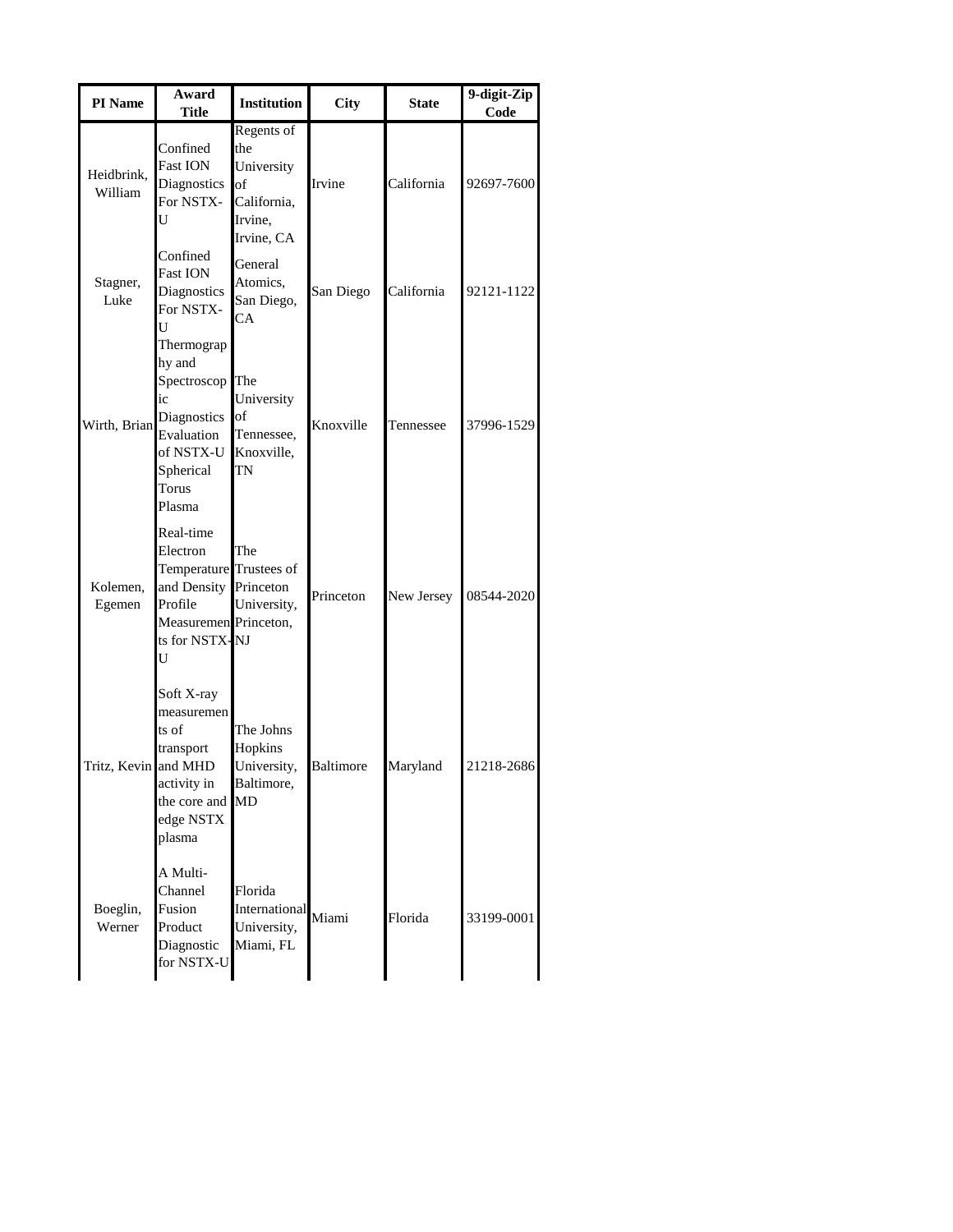| PI Name | Award Title | Institution | City | State | 9-digit-Zip Code |
| --- | --- | --- | --- | --- | --- |
| Heidbrink, William | Confined Fast ION Diagnostics For NSTX-U | Regents of the University of California, Irvine, Irvine, CA | Irvine | California | 92697-7600 |
| Stagner, Luke | Confined Fast ION Diagnostics For NSTX-U | General Atomics, San Diego, CA | San Diego | California | 92121-1122 |
| Wirth, Brian | Thermography and Spectroscopic Diagnostics Evaluation of NSTX-U Spherical Torus Plasma | The University of Tennessee, Knoxville, TN | Knoxville | Tennessee | 37996-1529 |
| Kolemen, Egemen | Real-time Electron Temperature and Density Profile Measurements for NSTX-U | The Trustees of Princeton University, Princeton, NJ | Princeton | New Jersey | 08544-2020 |
| Tritz, Kevin | Soft X-ray measurements of transport and MHD activity in the core and edge NSTX plasma | The Johns Hopkins University, Baltimore, MD | Baltimore | Maryland | 21218-2686 |
| Boeglin, Werner | A Multi-Channel Fusion Product Diagnostic for NSTX-U | Florida International University, Miami, FL | Miami | Florida | 33199-0001 |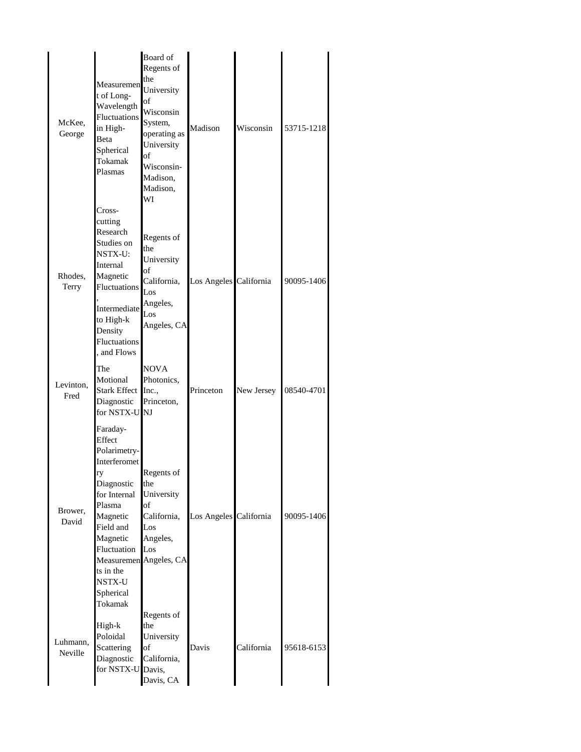| | | | | | |
|---|---|---|---|---|---|
| McKee, George | Measurement of Long-Wavelength Fluctuations in High-Beta Spherical Tokamak Plasmas | Board of Regents of the University of Wisconsin System, operating as University of Wisconsin-Madison, Madison, WI | Madison | Wisconsin | 53715-1218 |
| Rhodes, Terry | Cross-cutting Research Studies on NSTX-U: Internal Magnetic Fluctuations, Intermediate to High-k Density Fluctuations, and Flows | Regents of the University of California, Los Angeles, Los Angeles, CA | Los Angeles | California | 90095-1406 |
| Levinton, Fred | The Motional Stark Effect Diagnostic for NSTX-U | NOVA Photonics, Inc., Princeton, NJ | Princeton | New Jersey | 08540-4701 |
| Brower, David | Faraday-Effect Polarimetry-Interferometry Diagnostic for Internal Plasma Magnetic Field and Magnetic Fluctuation Measurements in the NSTX-U Spherical Tokamak | Regents of the University of California, Los Angeles, Los Angeles, CA | Los Angeles | California | 90095-1406 |
| Luhmann, Neville | High-k Poloidal Scattering Diagnostic for NSTX-U | Regents of the University of California, Davis, Davis, CA | Davis | California | 95618-6153 |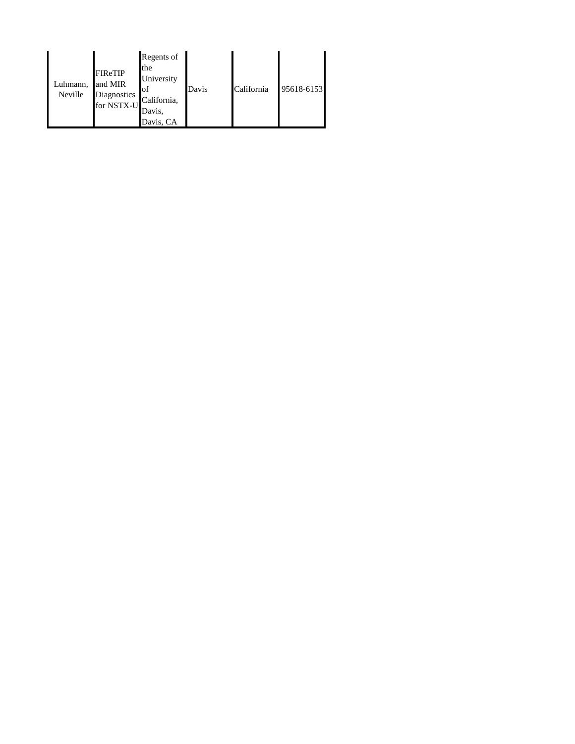| | | | | | |
|---|---|---|---|---|---|
| Luhmann, Neville | FIReTIP and MIR Diagnostics for NSTX-U | Regents of the University of California, Davis, Davis, CA | Davis | California | 95618-6153 |